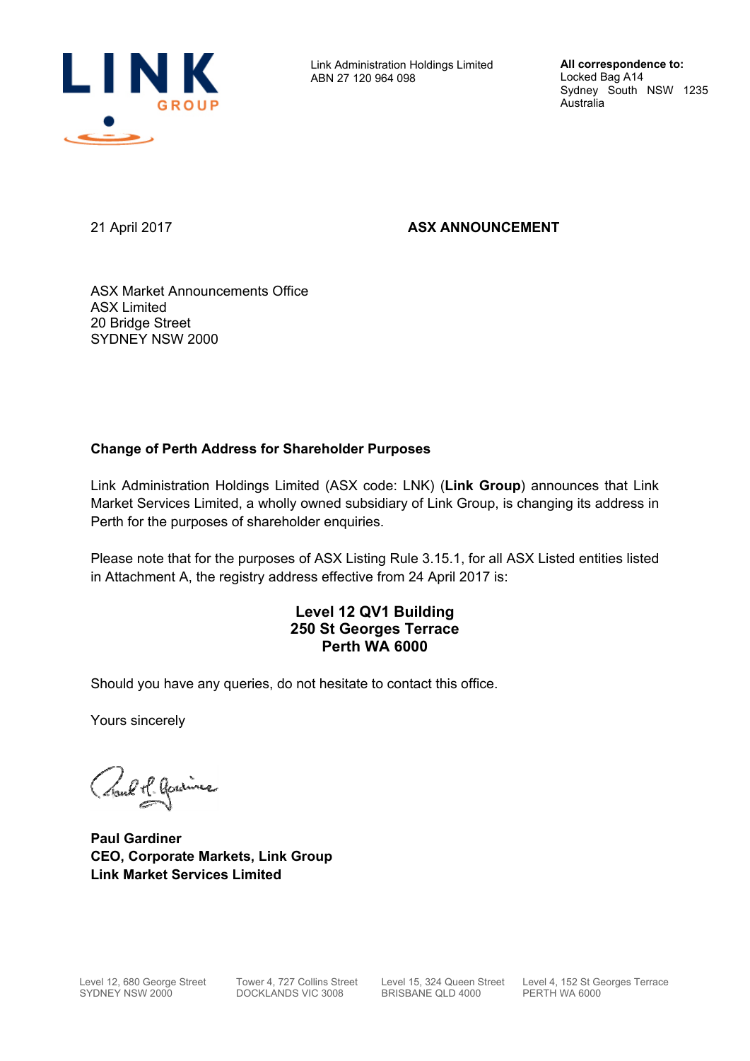LINK GROUP

Link Administration Holdings Limited
ABN 27 120 964 098

**All correspondence to:**
Locked Bag A14
Sydney South NSW 1235
Australia

21 April 2017

**ASX ANNOUNCEMENT**

ASX Market Announcements Office
ASX Limited
20 Bridge Street
SYDNEY NSW 2000

**Change of Perth Address for Shareholder Purposes**

Link Administration Holdings Limited (ASX code: LNK) (**Link Group**) announces that Link Market Services Limited, a wholly owned subsidiary of Link Group, is changing its address in Perth for the purposes of shareholder enquiries.

Please note that for the purposes of ASX Listing Rule 3.15.1, for all ASX Listed entities listed in Attachment A, the registry address effective from 24 April 2017 is:

**Level 12 QV1 Building**
**250 St Georges Terrace**
**Perth WA 6000**

Should you have any queries, do not hesitate to contact this office.

Yours sincerely

**Paul Gardiner**
**CEO, Corporate Markets, Link Group**
**Link Market Services Limited**

Level 12, 680 George Street
SYDNEY NSW 2000

Tower 4, 727 Collins Street
DOCKLANDS VIC 3008

Level 15, 324 Queen Street
BRISBANE QLD 4000

Level 4, 152 St Georges Terrace
PERTH WA 6000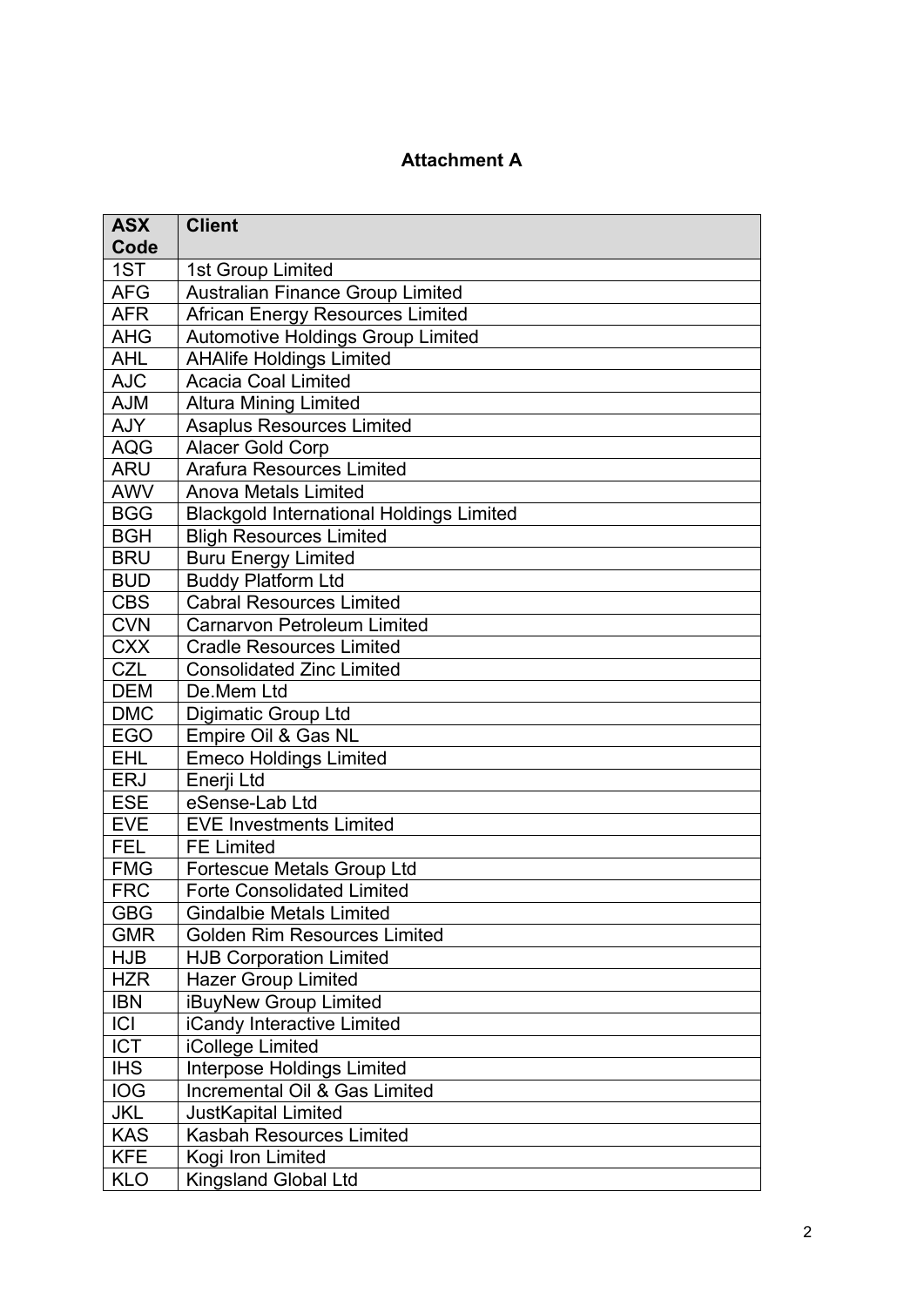## Attachment A

| ASX Code | Client |
|---|---|
| 1ST | 1st Group Limited |
| AFG | Australian Finance Group Limited |
| AFR | African Energy Resources Limited |
| AHG | Automotive Holdings Group Limited |
| AHL | AHAlife Holdings Limited |
| AJC | Acacia Coal Limited |
| AJM | Altura Mining Limited |
| AJY | Asaplus Resources Limited |
| AQG | Alacer Gold Corp |
| ARU | Arafura Resources Limited |
| AWV | Anova Metals Limited |
| BGG | Blackgold International Holdings Limited |
| BGH | Bligh Resources Limited |
| BRU | Buru Energy Limited |
| BUD | Buddy Platform Ltd |
| CBS | Cabral Resources Limited |
| CVN | Carnarvon Petroleum Limited |
| CXX | Cradle Resources Limited |
| CZL | Consolidated Zinc Limited |
| DEM | De.Mem Ltd |
| DMC | Digimatic Group Ltd |
| EGO | Empire Oil & Gas NL |
| EHL | Emeco Holdings Limited |
| ERJ | Enerji Ltd |
| ESE | eSense-Lab Ltd |
| EVE | EVE Investments Limited |
| FEL | FE Limited |
| FMG | Fortescue Metals Group Ltd |
| FRC | Forte Consolidated Limited |
| GBG | Gindalbie Metals Limited |
| GMR | Golden Rim Resources Limited |
| HJB | HJB Corporation Limited |
| HZR | Hazer Group Limited |
| IBN | iBuyNew Group Limited |
| ICI | iCandy Interactive Limited |
| ICT | iCollege Limited |
| IHS | Interpose Holdings Limited |
| IOG | Incremental Oil & Gas Limited |
| JKL | JustKapital Limited |
| KAS | Kasbah Resources Limited |
| KFE | Kogi Iron Limited |
| KLO | Kingsland Global Ltd |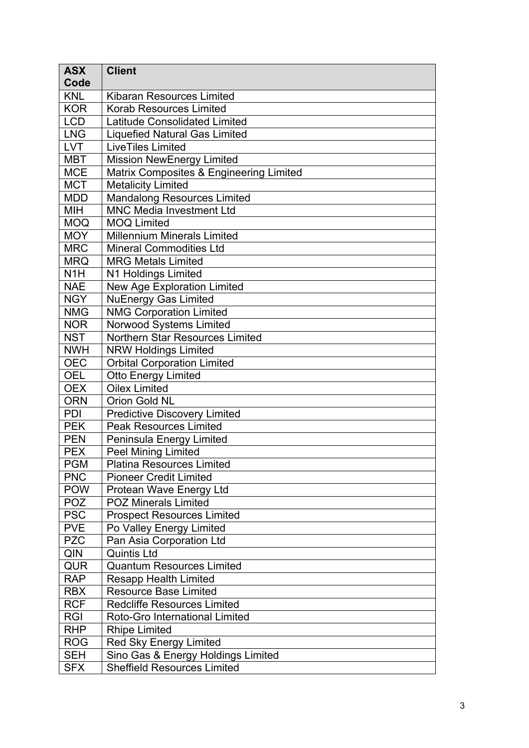| ASX Code | Client |
|---|---|
| KNL | Kibaran Resources Limited |
| KOR | Korab Resources Limited |
| LCD | Latitude Consolidated Limited |
| LNG | Liquefied Natural Gas Limited |
| LVT | LiveTiles Limited |
| MBT | Mission NewEnergy Limited |
| MCE | Matrix Composites & Engineering Limited |
| MCT | Metalicity Limited |
| MDD | Mandalong Resources Limited |
| MIH | MNC Media Investment Ltd |
| MOQ | MOQ Limited |
| MOY | Millennium Minerals Limited |
| MRC | Mineral Commodities Ltd |
| MRQ | MRG Metals Limited |
| N1H | N1 Holdings Limited |
| NAE | New Age Exploration Limited |
| NGY | NuEnergy Gas Limited |
| NMG | NMG Corporation Limited |
| NOR | Norwood Systems Limited |
| NST | Northern Star Resources Limited |
| NWH | NRW Holdings Limited |
| OEC | Orbital Corporation Limited |
| OEL | Otto Energy Limited |
| OEX | Oilex Limited |
| ORN | Orion Gold NL |
| PDI | Predictive Discovery Limited |
| PEK | Peak Resources Limited |
| PEN | Peninsula Energy Limited |
| PEX | Peel Mining Limited |
| PGM | Platina Resources Limited |
| PNC | Pioneer Credit Limited |
| POW | Protean Wave Energy Ltd |
| POZ | POZ Minerals Limited |
| PSC | Prospect Resources Limited |
| PVE | Po Valley Energy Limited |
| PZC | Pan Asia Corporation Ltd |
| QIN | Quintis Ltd |
| QUR | Quantum Resources Limited |
| RAP | Resapp Health Limited |
| RBX | Resource Base Limited |
| RCF | Redcliffe Resources Limited |
| RGI | Roto-Gro International Limited |
| RHP | Rhipe Limited |
| ROG | Red Sky Energy Limited |
| SEH | Sino Gas & Energy Holdings Limited |
| SFX | Sheffield Resources Limited |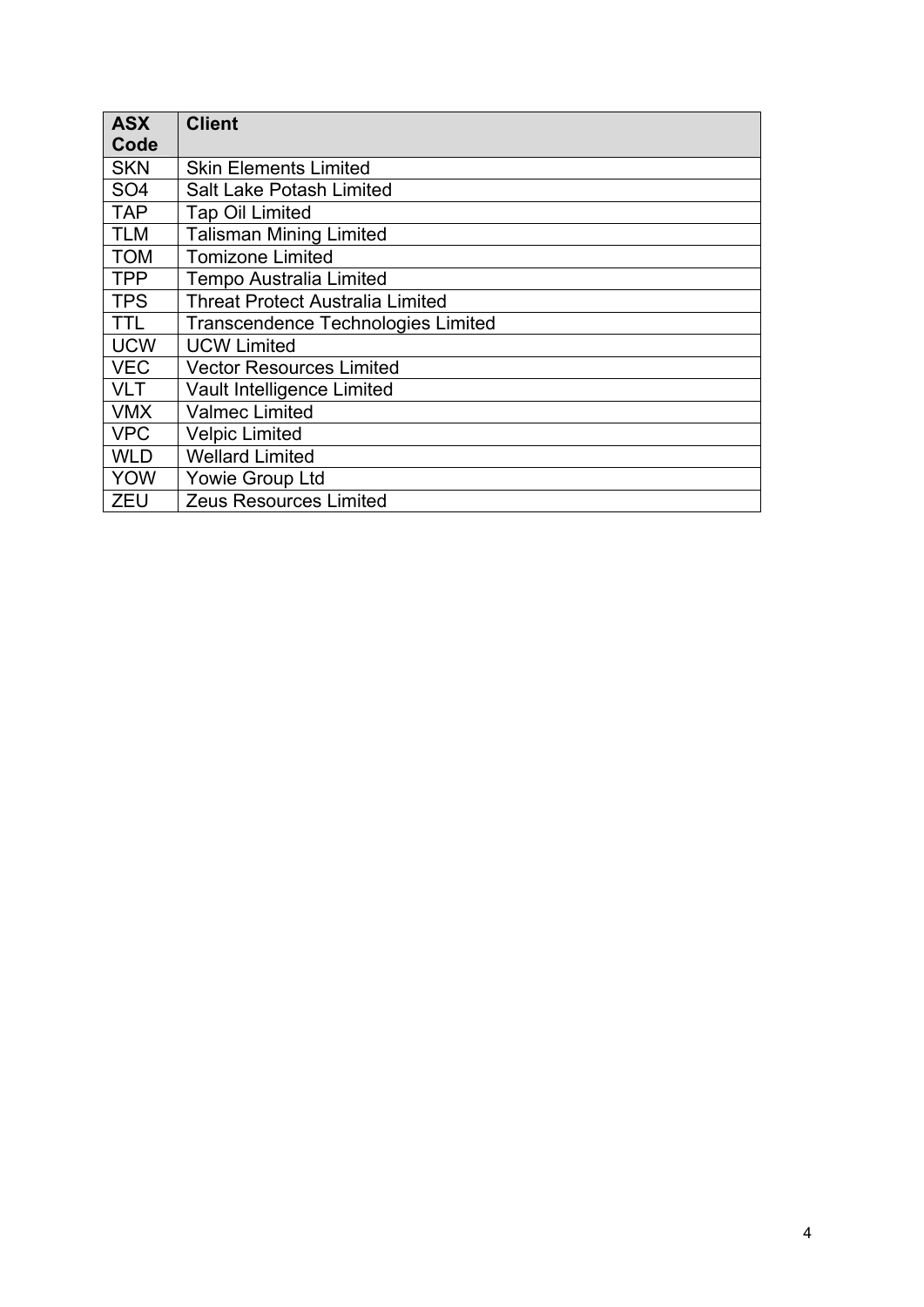| ASX Code | Client |
|---|---|
| SKN | Skin Elements Limited |
| SO4 | Salt Lake Potash Limited |
| TAP | Tap Oil Limited |
| TLM | Talisman Mining Limited |
| TOM | Tomizone Limited |
| TPP | Tempo Australia Limited |
| TPS | Threat Protect Australia Limited |
| TTL | Transcendence Technologies Limited |
| UCW | UCW Limited |
| VEC | Vector Resources Limited |
| VLT | Vault Intelligence Limited |
| VMX | Valmec Limited |
| VPC | Velpic Limited |
| WLD | Wellard Limited |
| YOW | Yowie Group Ltd |
| ZEU | Zeus Resources Limited |